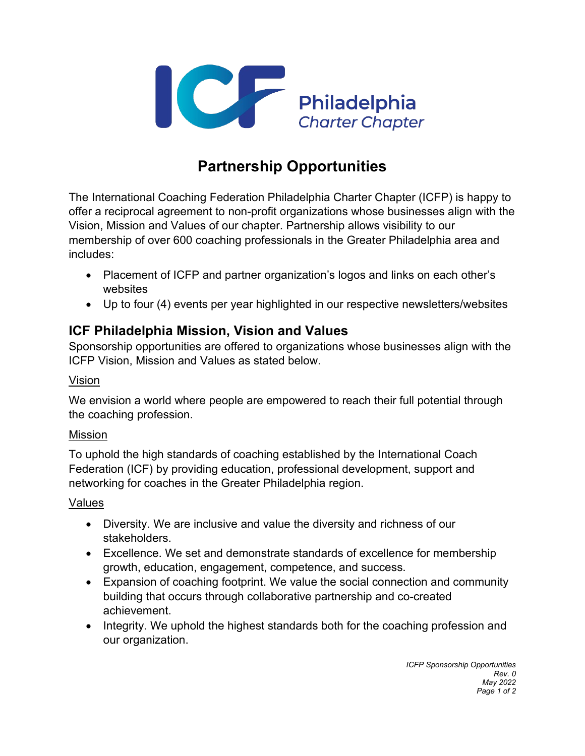ICF Philadelphia Charter Chapter

# Partnership Opportunities

The International Coaching Federation Philadelphia Charter Chapter (ICFP) is happy to offer a reciprocal agreement to non-profit organizations whose businesses align with the Vision, Mission and Values of our chapter. Partnership allows visibility to our membership of over 600 coaching professionals in the Greater Philadelphia area and includes:

- Placement of ICFP and partner organization's logos and links on each other's websites
- Up to four (4) events per year highlighted in our respective newsletters/websites

## ICF Philadelphia Mission, Vision and Values

Sponsorship opportunities are offered to organizations whose businesses align with the ICFP Vision, Mission and Values as stated below.

### Vision

We envision a world where people are empowered to reach their full potential through the coaching profession.

### Mission

To uphold the high standards of coaching established by the International Coach Federation (ICF) by providing education, professional development, support and networking for coaches in the Greater Philadelphia region.

### Values

- Diversity. We are inclusive and value the diversity and richness of our stakeholders.
- Excellence. We set and demonstrate standards of excellence for membership growth, education, engagement, competence, and success.
- Expansion of coaching footprint. We value the social connection and community building that occurs through collaborative partnership and co-created achievement.
- Integrity. We uphold the highest standards both for the coaching profession and our organization.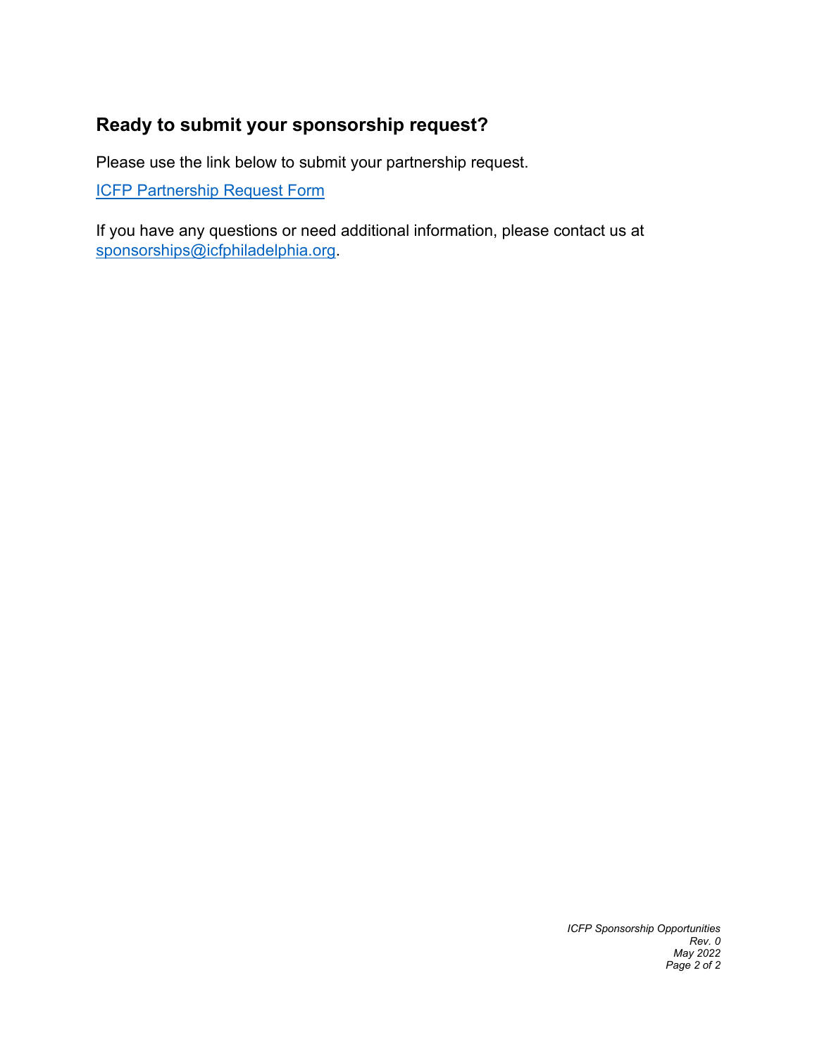## Ready to submit your sponsorship request?

Please use the link below to submit your partnership request.

ICFP Partnership Request Form

If you have any questions or need additional information, please contact us at sponsorships@icfphiladelphia.org.